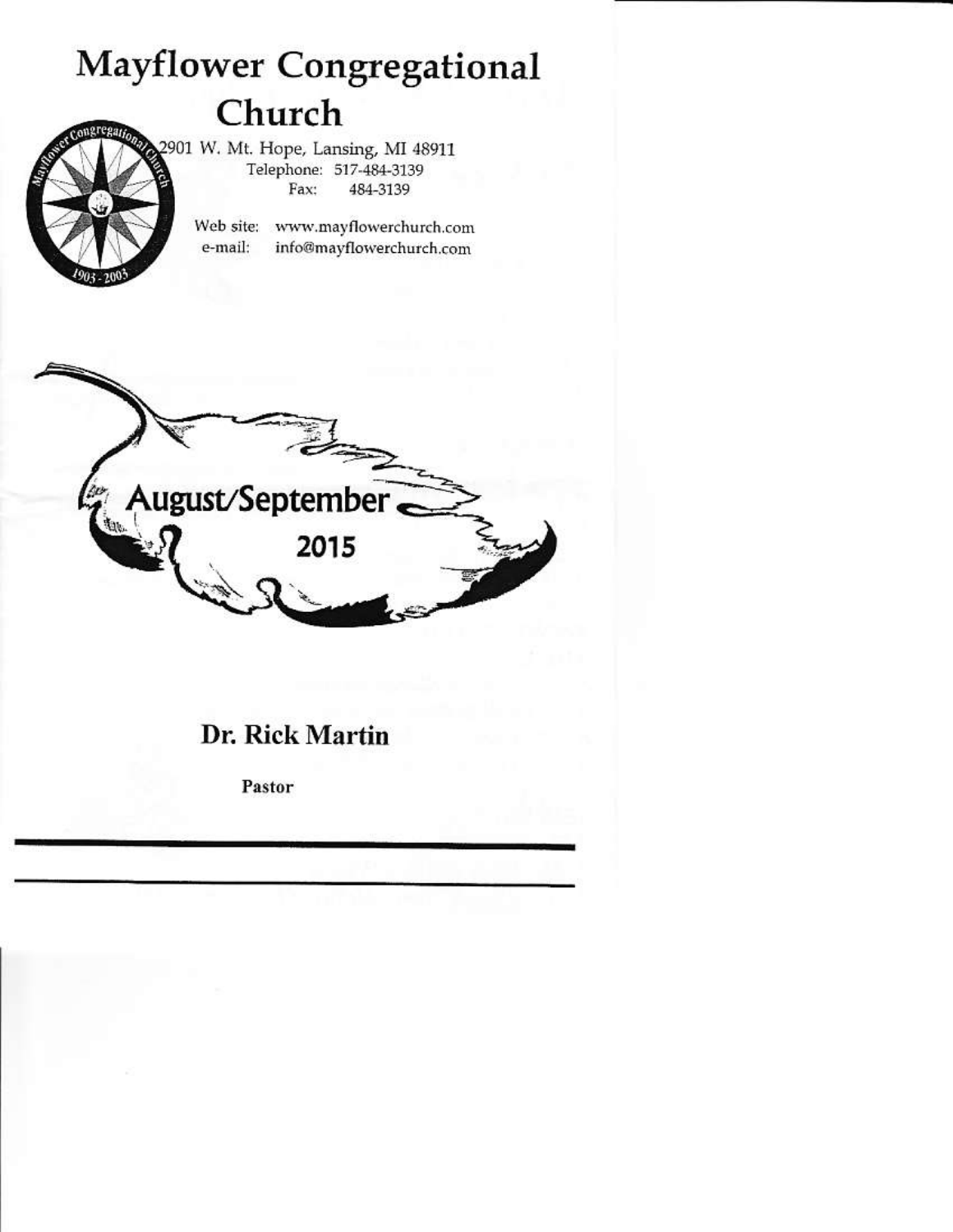# Mayflower Congregational Church

2901 W. Mt. Hope, Lansing, MI 48911
Telephone: 517-484-3139
Fax: 484-3139

Web site: www.mayflowerchurch.com
e-mail: info@mayflowerchurch.com

August/September 2015

## Dr. Rick Martin

**Pastor**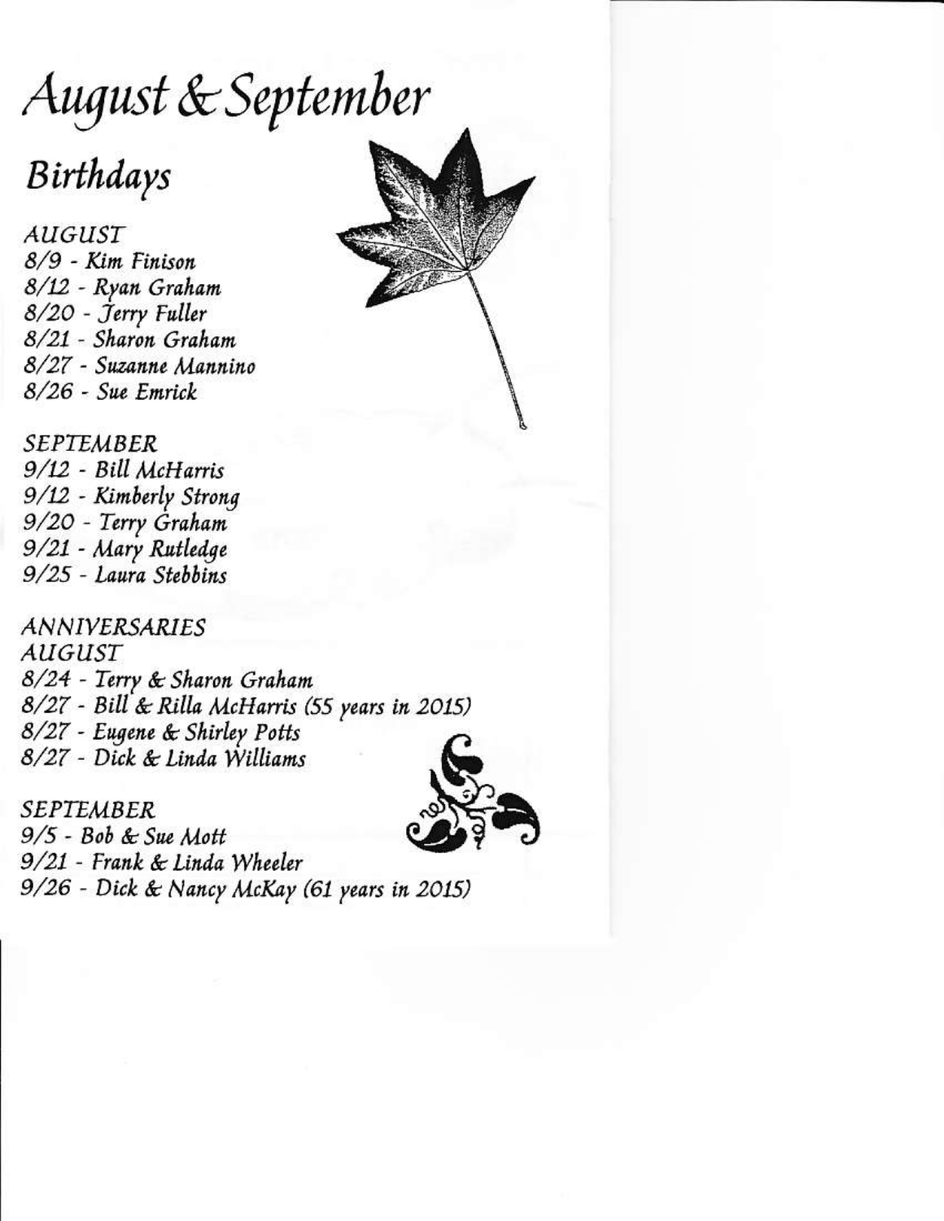# August & September

## Birthdays

AUGUST
8/9 - Kim Finison
8/12 - Ryan Graham
8/20 - Jerry Fuller
8/21 - Sharon Graham
8/27 - Suzanne Mannino
8/26 - Sue Emrick

SEPTEMBER
9/12 - Bill McHarris
9/12 - Kimberly Strong
9/20 - Terry Graham
9/21 - Mary Rutledge
9/25 - Laura Stebbins

ANNIVERSARIES
AUGUST
8/24 - Terry & Sharon Graham
8/27 - Bill & Rilla McHarris (55 years in 2015)
8/27 - Eugene & Shirley Potts
8/27 - Dick & Linda Williams

SEPTEMBER
9/5 - Bob & Sue Mott
9/21 - Frank & Linda Wheeler
9/26 - Dick & Nancy McKay (61 years in 2015)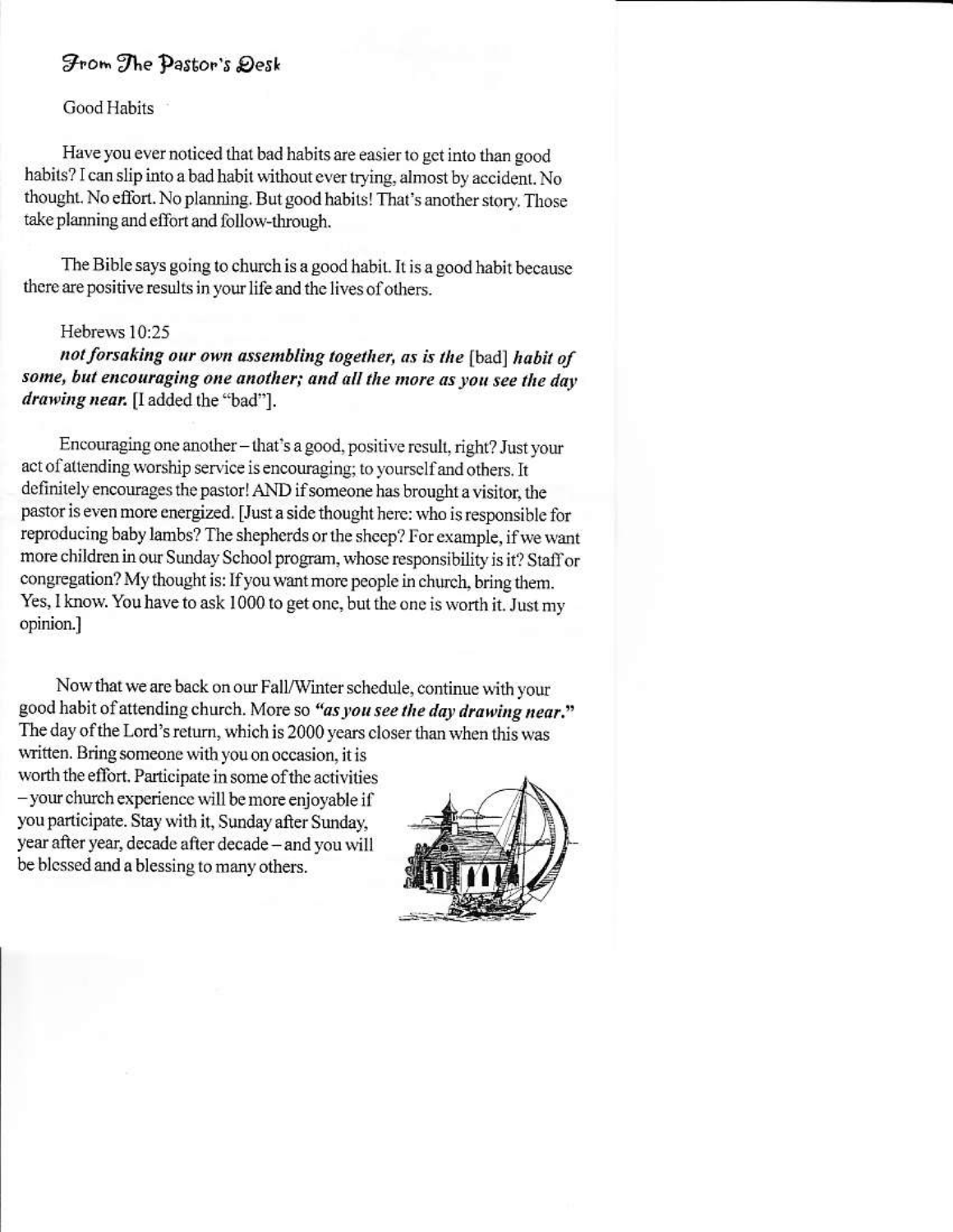## From The Pastor's Desk

Good Habits

Have you ever noticed that bad habits are easier to get into than good habits? I can slip into a bad habit without ever trying, almost by accident. No thought. No effort. No planning. But good habits! That's another story. Those take planning and effort and follow-through.

The Bible says going to church is a good habit. It is a good habit because there are positive results in your life and the lives of others.

Hebrews 10:25

***not forsaking our own assembling together, as is the*** [bad] ***habit of some, but encouraging one another; and all the more as you see the day drawing near.*** [I added the "bad"].

Encouraging one another – that's a good, positive result, right? Just your act of attending worship service is encouraging; to yourself and others. It definitely encourages the pastor! AND if someone has brought a visitor, the pastor is even more energized. [Just a side thought here: who is responsible for reproducing baby lambs? The shepherds or the sheep? For example, if we want more children in our Sunday School program, whose responsibility is it? Staff or congregation? My thought is: If you want more people in church, bring them. Yes, I know. You have to ask 1000 to get one, but the one is worth it. Just my opinion.]

Now that we are back on our Fall/Winter schedule, continue with your good habit of attending church. More so ***"as you see the day drawing near."*** The day of the Lord's return, which is 2000 years closer than when this was written. Bring someone with you on occasion, it is worth the effort. Participate in some of the activities – your church experience will be more enjoyable if you participate. Stay with it, Sunday after Sunday, year after year, decade after decade – and you will be blessed and a blessing to many others.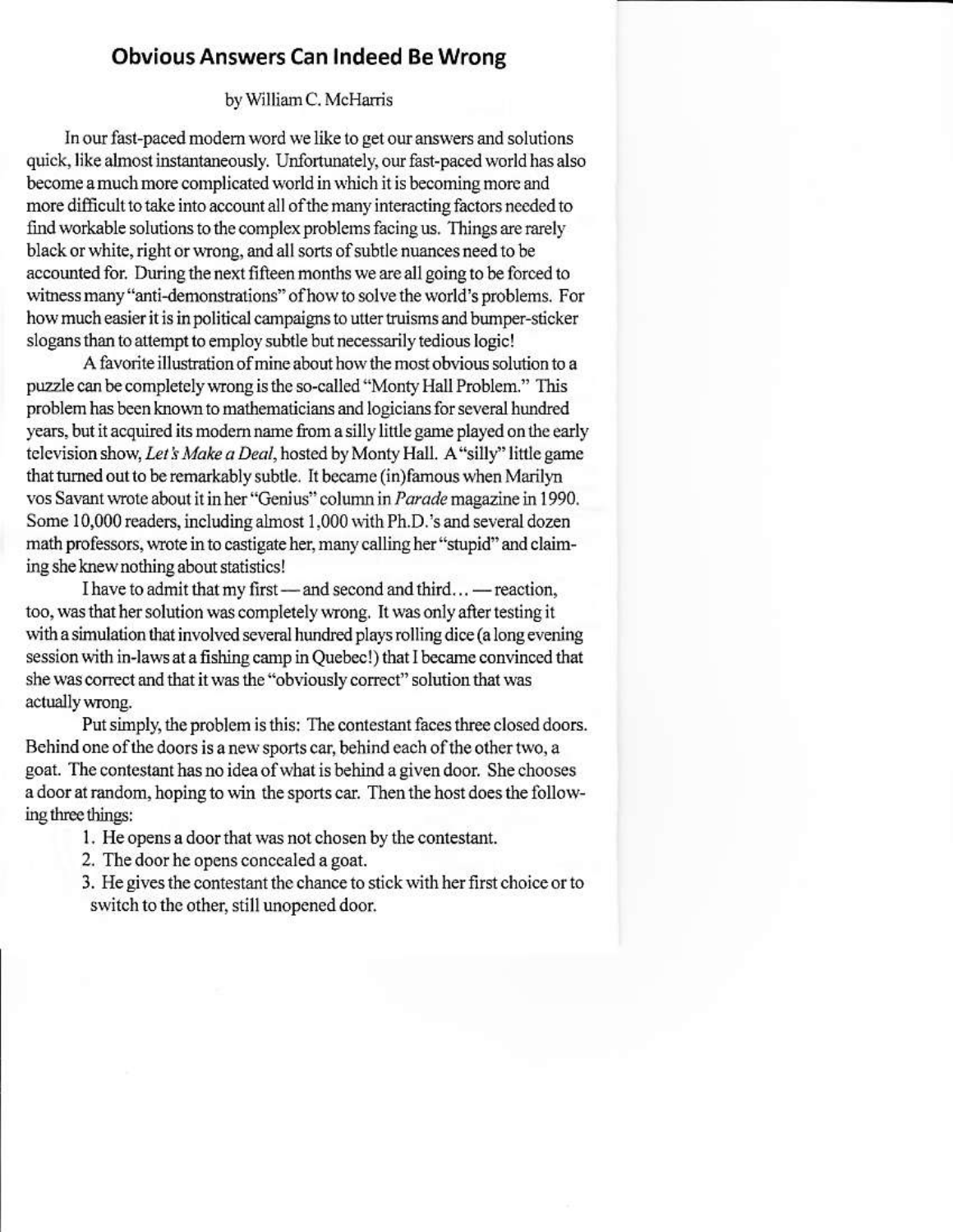## Obvious Answers Can Indeed Be Wrong

by William C. McHarris

In our fast-paced modern word we like to get our answers and solutions quick, like almost instantaneously. Unfortunately, our fast-paced world has also become a much more complicated world in which it is becoming more and more difficult to take into account all of the many interacting factors needed to find workable solutions to the complex problems facing us. Things are rarely black or white, right or wrong, and all sorts of subtle nuances need to be accounted for. During the next fifteen months we are all going to be forced to witness many "anti-demonstrations" of how to solve the world's problems. For how much easier it is in political campaigns to utter truisms and bumper-sticker slogans than to attempt to employ subtle but necessarily tedious logic!

A favorite illustration of mine about how the most obvious solution to a puzzle can be completely wrong is the so-called "Monty Hall Problem." This problem has been known to mathematicians and logicians for several hundred years, but it acquired its modern name from a silly little game played on the early television show, *Let's Make a Deal*, hosted by Monty Hall. A "silly" little game that turned out to be remarkably subtle. It became (in)famous when Marilyn vos Savant wrote about it in her "Genius" column in *Parade* magazine in 1990. Some 10,000 readers, including almost 1,000 with Ph.D.'s and several dozen math professors, wrote in to castigate her, many calling her "stupid" and claiming she knew nothing about statistics!

I have to admit that my first — and second and third… — reaction, too, was that her solution was completely wrong. It was only after testing it with a simulation that involved several hundred plays rolling dice (a long evening session with in-laws at a fishing camp in Quebec!) that I became convinced that she was correct and that it was the "obviously correct" solution that was actually wrong.

Put simply, the problem is this: The contestant faces three closed doors. Behind one of the doors is a new sports car, behind each of the other two, a goat. The contestant has no idea of what is behind a given door. She chooses a door at random, hoping to win the sports car. Then the host does the following three things:

1. He opens a door that was not chosen by the contestant.
2. The door he opens concealed a goat.
3. He gives the contestant the chance to stick with her first choice or to switch to the other, still unopened door.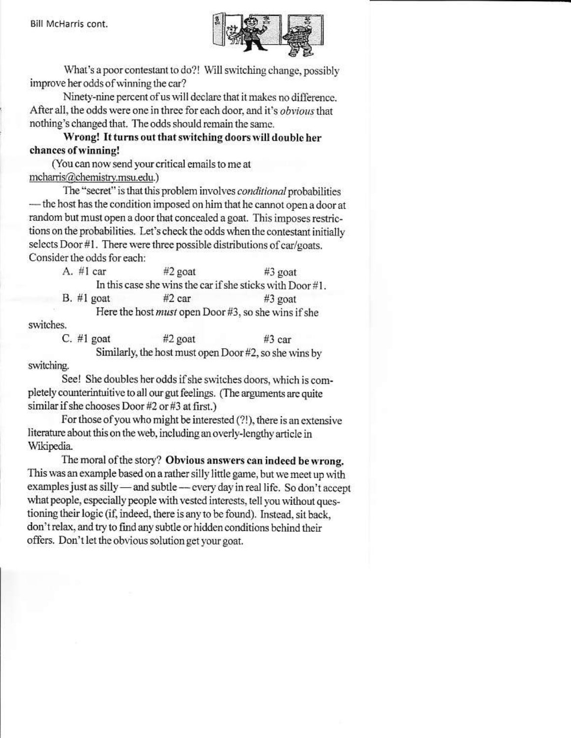Bill McHarris cont.

What's a poor contestant to do?! Will switching change, possibly improve her odds of winning the car?

Ninety-nine percent of us will declare that it makes no difference. After all, the odds were one in three for each door, and it's *obvious* that nothing's changed that. The odds should remain the same.

**Wrong! It turns out that switching doors will double her chances of winning!**

(You can now send your critical emails to me at mcharris@chemistry.msu.edu.)

The "secret" is that this problem involves *conditional* probabilities — the host has the condition imposed on him that he cannot open a door at random but must open a door that concealed a goat. This imposes restrictions on the probabilities. Let's check the odds when the contestant initially selects Door #1. There were three possible distributions of car/goats. Consider the odds for each:

A. #1 car #2 goat #3 goat

In this case she wins the car if she sticks with Door #1.

B. #1 goat #2 car #3 goat

Here the host *must* open Door #3, so she wins if she switches.

C. #1 goat #2 goat #3 car

Similarly, the host must open Door #2, so she wins by switching.

See! She doubles her odds if she switches doors, which is completely counterintuitive to all our gut feelings. (The arguments are quite similar if she chooses Door #2 or #3 at first.)

For those of you who might be interested (?!), there is an extensive literature about this on the web, including an overly-lengthy article in Wikipedia.

The moral of the story? **Obvious answers can indeed be wrong.** This was an example based on a rather silly little game, but we meet up with examples just as silly — and subtle — every day in real life. So don't accept what people, especially people with vested interests, tell you without questioning their logic (if, indeed, there is any to be found). Instead, sit back, don't relax, and try to find any subtle or hidden conditions behind their offers. Don't let the obvious solution get your goat.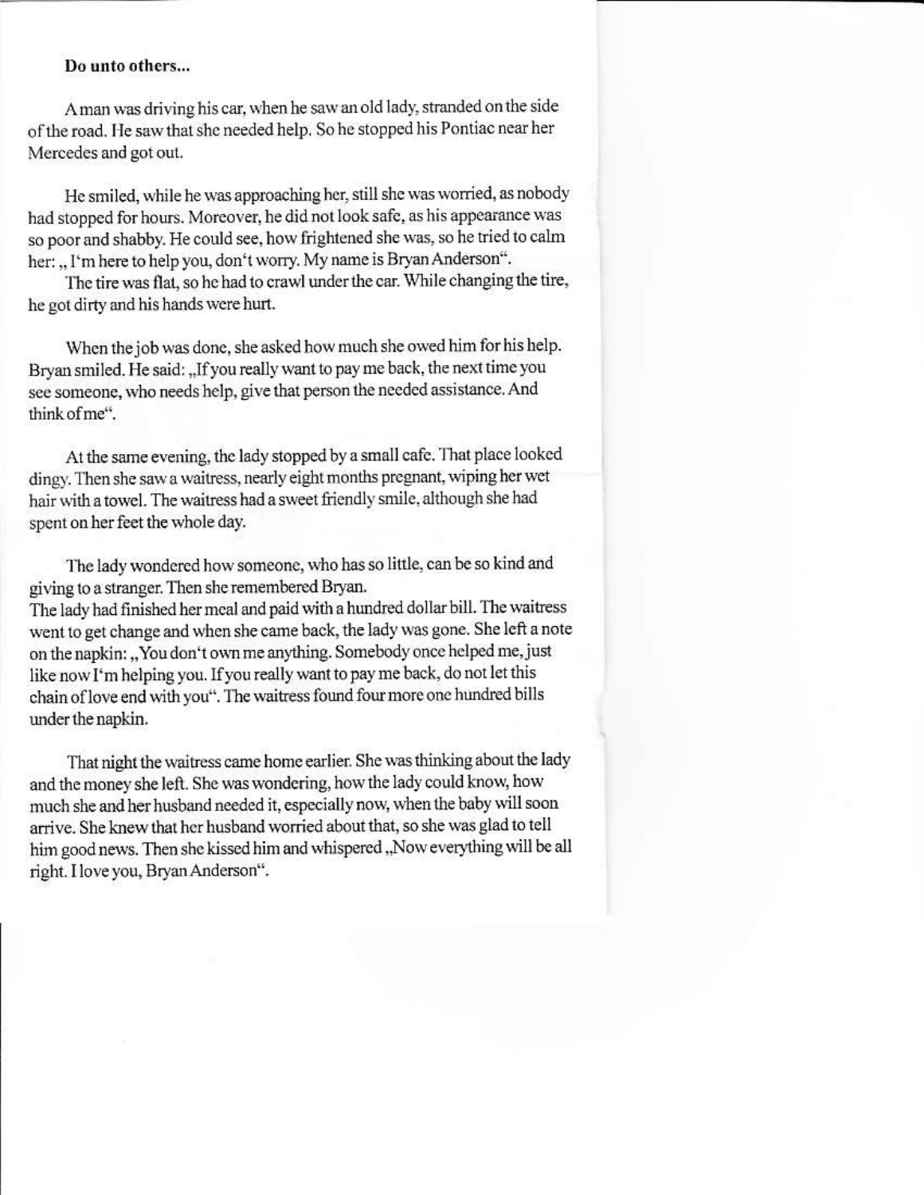**Do unto others...**

A man was driving his car, when he saw an old lady, stranded on the side of the road. He saw that she needed help. So he stopped his Pontiac near her Mercedes and got out.

He smiled, while he was approaching her, still she was worried, as nobody had stopped for hours. Moreover, he did not look safe, as his appearance was so poor and shabby. He could see, how frightened she was, so he tried to calm her: „ I'm here to help you, don't worry. My name is Bryan Anderson".

The tire was flat, so he had to crawl under the car. While changing the tire, he got dirty and his hands were hurt.

When the job was done, she asked how much she owed him for his help. Bryan smiled. He said: „If you really want to pay me back, the next time you see someone, who needs help, give that person the needed assistance. And think of me".

At the same evening, the lady stopped by a small cafe. That place looked dingy. Then she saw a waitress, nearly eight months pregnant, wiping her wet hair with a towel. The waitress had a sweet friendly smile, although she had spent on her feet the whole day.

The lady wondered how someone, who has so little, can be so kind and giving to a stranger. Then she remembered Bryan.
The lady had finished her meal and paid with a hundred dollar bill. The waitress went to get change and when she came back, the lady was gone. She left a note on the napkin: „You don't own me anything. Somebody once helped me, just like now I'm helping you. If you really want to pay me back, do not let this chain of love end with you". The waitress found four more one hundred bills under the napkin.

That night the waitress came home earlier. She was thinking about the lady and the money she left. She was wondering, how the lady could know, how much she and her husband needed it, especially now, when the baby will soon arrive. She knew that her husband worried about that, so she was glad to tell him good news. Then she kissed him and whispered „Now everything will be all right. I love you, Bryan Anderson".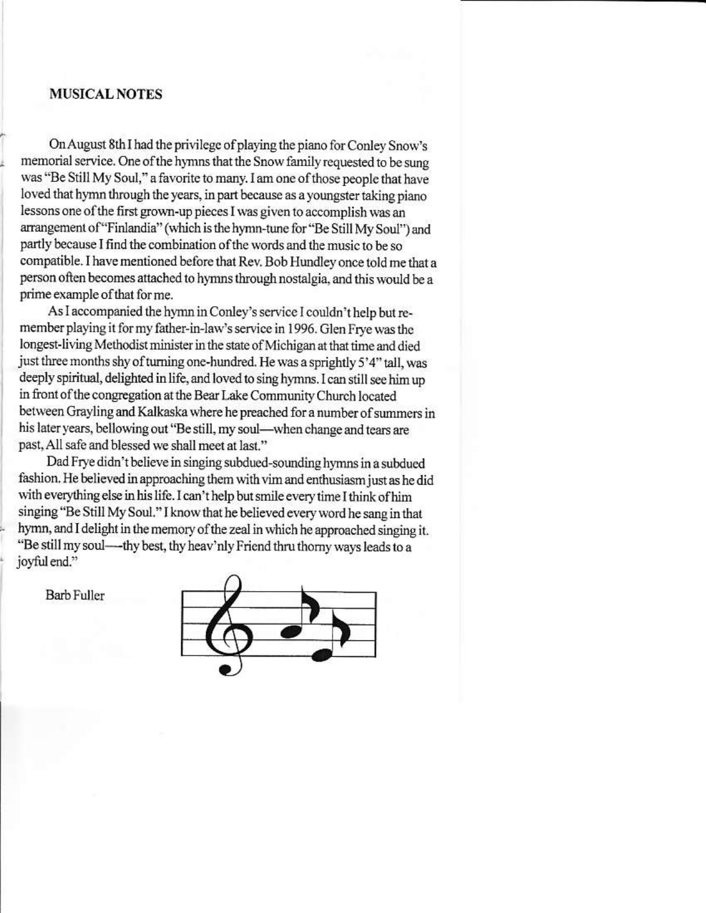## MUSICAL NOTES

On August 8th I had the privilege of playing the piano for Conley Snow's memorial service. One of the hymns that the Snow family requested to be sung was "Be Still My Soul," a favorite to many. I am one of those people that have loved that hymn through the years, in part because as a youngster taking piano lessons one of the first grown-up pieces I was given to accomplish was an arrangement of "Finlandia" (which is the hymn-tune for "Be Still My Soul") and partly because I find the combination of the words and the music to be so compatible. I have mentioned before that Rev. Bob Hundley once told me that a person often becomes attached to hymns through nostalgia, and this would be a prime example of that for me.

As I accompanied the hymn in Conley's service I couldn't help but remember playing it for my father-in-law's service in 1996. Glen Frye was the longest-living Methodist minister in the state of Michigan at that time and died just three months shy of turning one-hundred. He was a sprightly 5'4" tall, was deeply spiritual, delighted in life, and loved to sing hymns. I can still see him up in front of the congregation at the Bear Lake Community Church located between Grayling and Kalkaska where he preached for a number of summers in his later years, bellowing out "Be still, my soul—when change and tears are past, All safe and blessed we shall meet at last."

Dad Frye didn't believe in singing subdued-sounding hymns in a subdued fashion. He believed in approaching them with vim and enthusiasm just as he did with everything else in his life. I can't help but smile every time I think of him singing "Be Still My Soul." I know that he believed every word he sang in that hymn, and I delight in the memory of the zeal in which he approached singing it. "Be still my soul—thy best, thy heav'nly Friend thru thorny ways leads to a joyful end."

Barb Fuller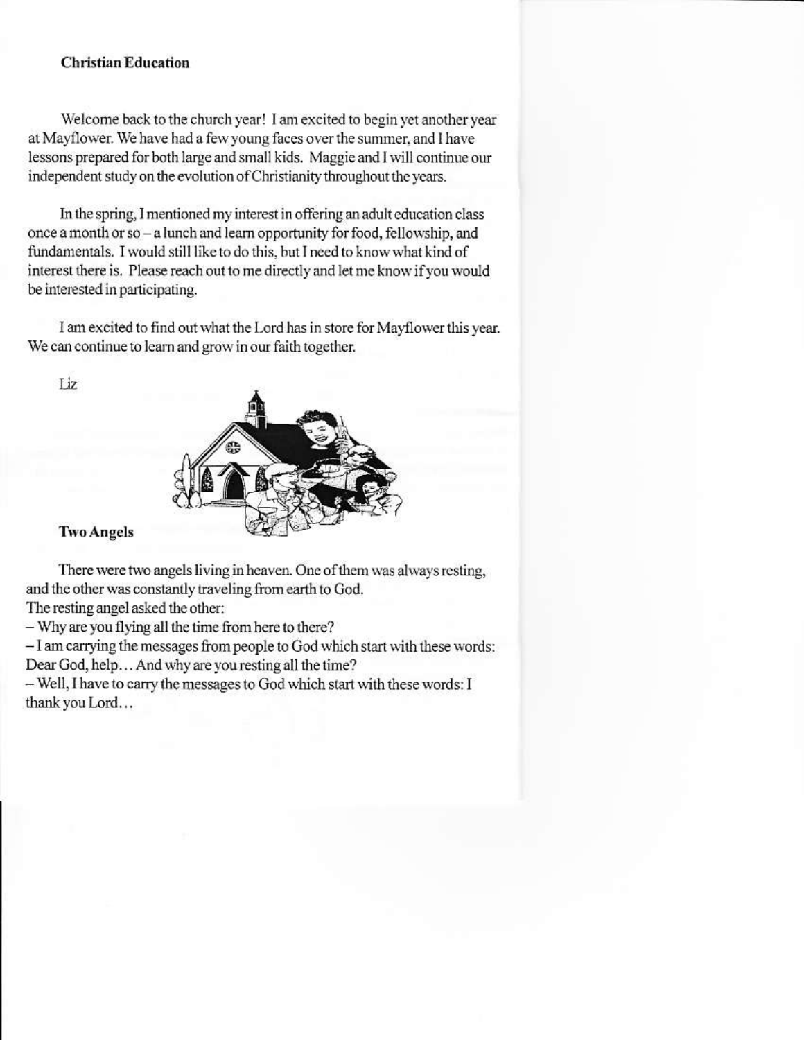**Christian Education**

Welcome back to the church year! I am excited to begin yet another year at Mayflower. We have had a few young faces over the summer, and I have lessons prepared for both large and small kids. Maggie and I will continue our independent study on the evolution of Christianity throughout the years.

In the spring, I mentioned my interest in offering an adult education class once a month or so – a lunch and learn opportunity for food, fellowship, and fundamentals. I would still like to do this, but I need to know what kind of interest there is. Please reach out to me directly and let me know if you would be interested in participating.

I am excited to find out what the Lord has in store for Mayflower this year. We can continue to learn and grow in our faith together.

Liz

**Two Angels**

There were two angels living in heaven. One of them was always resting, and the other was constantly traveling from earth to God.
The resting angel asked the other:
– Why are you flying all the time from here to there?
– I am carrying the messages from people to God which start with these words: Dear God, help… And why are you resting all the time?
– Well, I have to carry the messages to God which start with these words: I thank you Lord…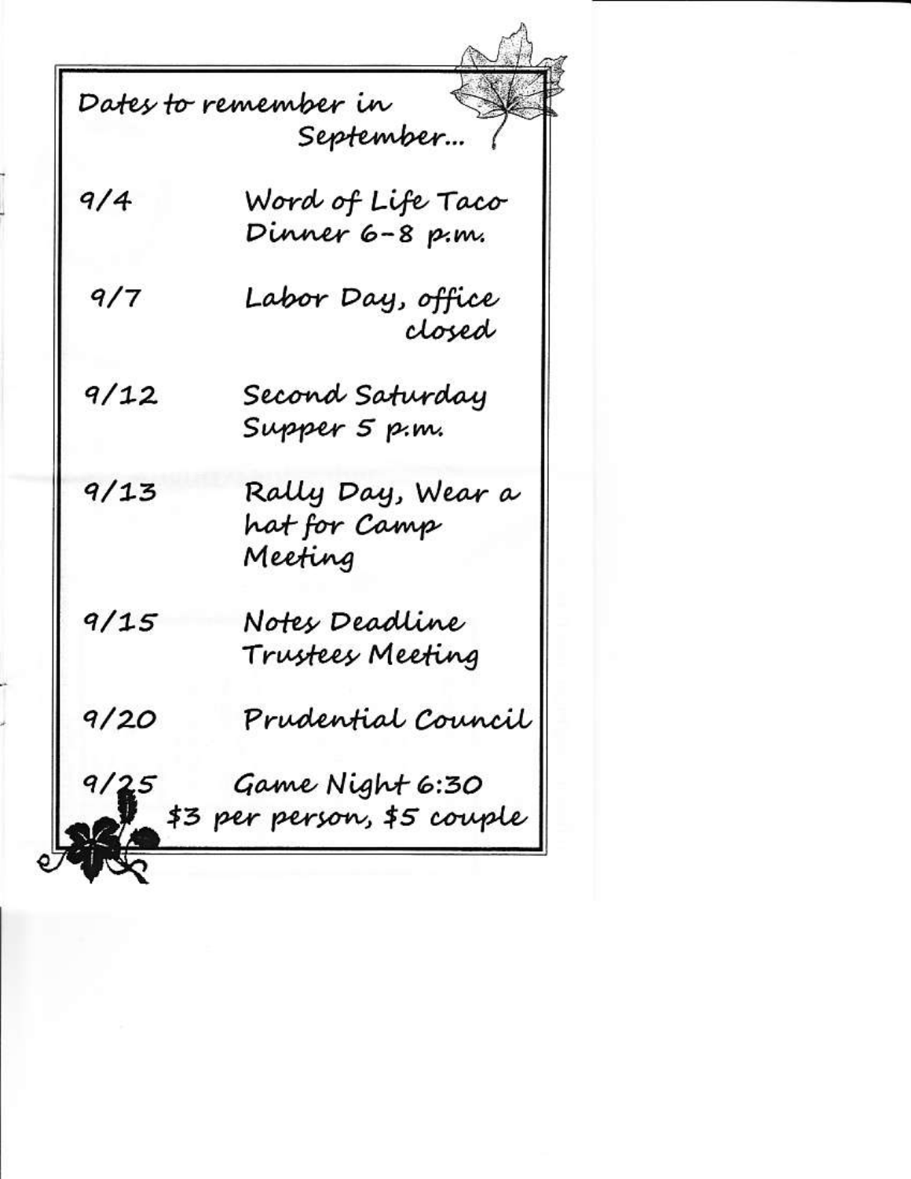## Dates to remember in September...

| | |
|---|---|
| 9/4 | Word of Life Taco Dinner 6-8 p.m. |
| 9/7 | Labor Day, office closed |
| 9/12 | Second Saturday Supper 5 p.m. |
| 9/13 | Rally Day, Wear a hat for Camp Meeting |
| 9/15 | Notes Deadline Trustees Meeting |
| 9/20 | Prudential Council |
| 9/25 | Game Night 6:30 $3 per person, $5 couple |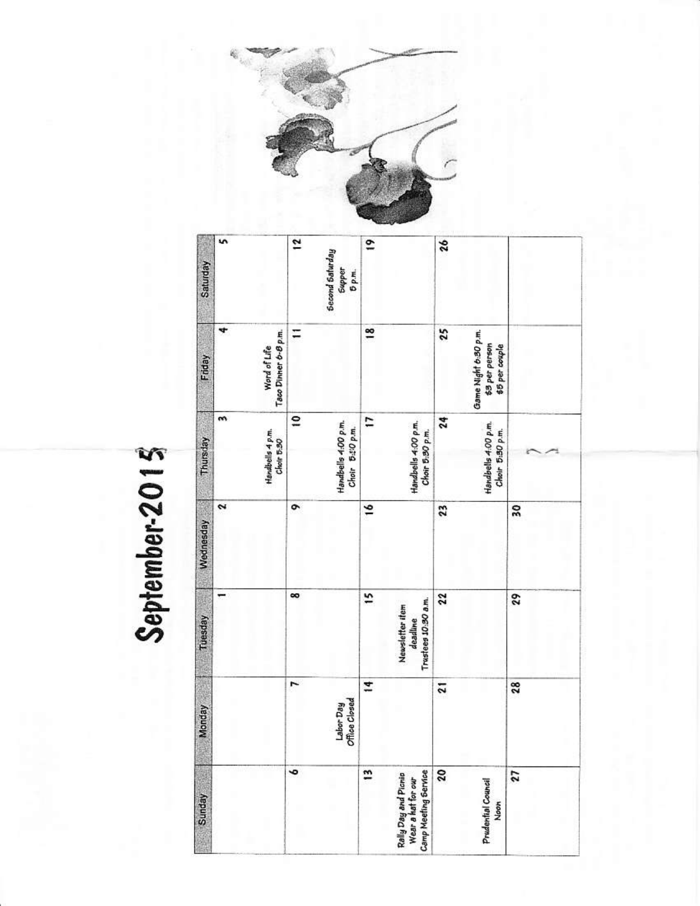# September-2015

| Sunday | Monday | Tuesday | Wednesday | Thursday | Friday | Saturday |
| --- | --- | --- | --- | --- | --- | --- |
| | | 1 | 2 | 3<br>Handbells 4 p.m.<br>Choir 5:30 | 4<br>Word of Life<br>Taco Dinner 6-8 p.m. | 5 |
| 6 | 7<br>Labor Day<br>Office Closed | 8 | 9 | 10<br>Handbells 4:00 p.m.<br>Choir 5:30 p.m. | 11 | 12<br>Second Saturday<br>Supper<br>5 p.m. |
| 13<br>Rally Day and Picnic<br>Wear a hat for our<br>Camp Meeting Service | 14 | 15<br>Newsletter item<br>deadline<br>Trustees 10:30 a.m. | 16 | 17<br>Handbells 4:00 p.m.<br>Choir 5:30 p.m. | 18 | 19 |
| 20<br>Prudential Council<br>Noon | 21 | 22 | 23 | 24<br>Handbells 4:00 p.m.<br>Choir 5:30 p.m. | 25<br>Game Night 6:30 p.m.<br>$3 per person<br>$5 per couple | 26 |
| 27 | 28 | 29 | 30 | | | |